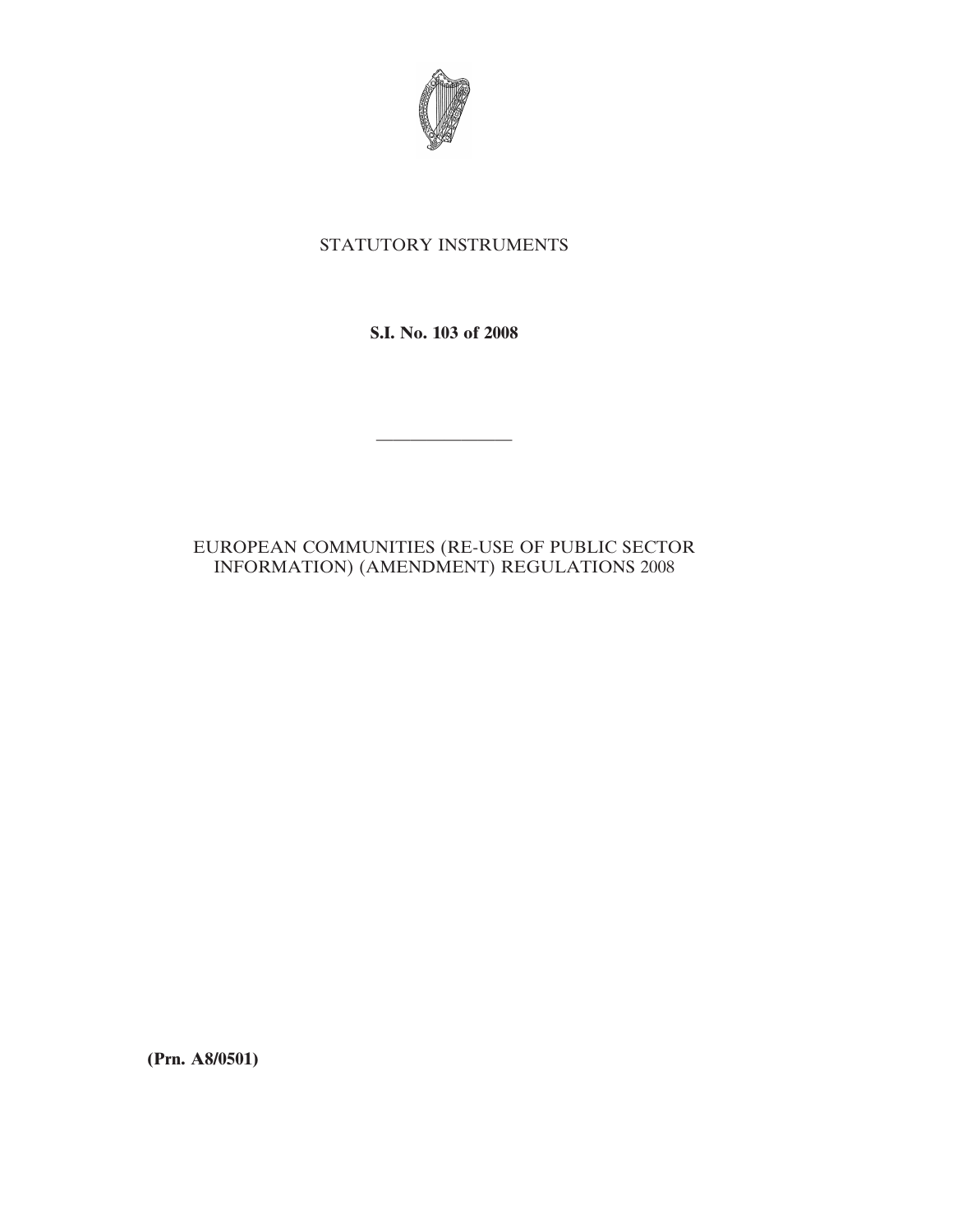STATUTORY INSTRUMENTS

**S.I. No. 103 of 2008**

---

EUROPEAN COMMUNITIES (RE-USE OF PUBLIC SECTOR INFORMATION) (AMENDMENT) REGULATIONS 2008

**(Prn. A8/0501)**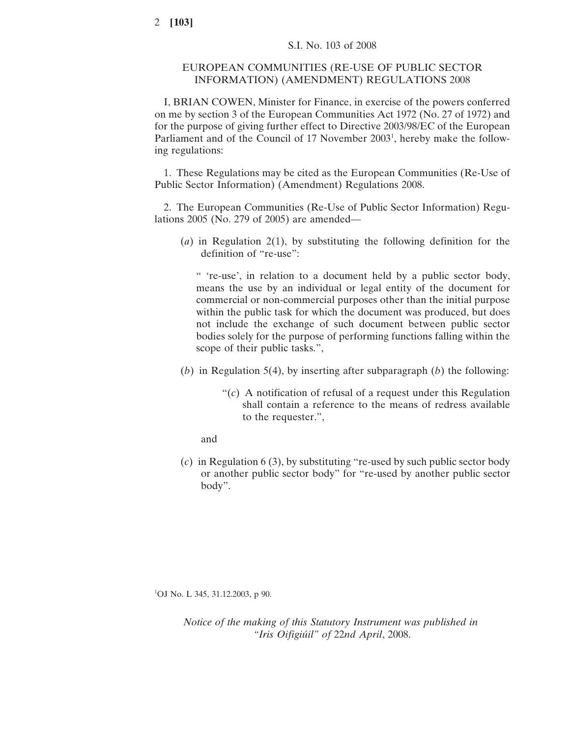S.I. No. 103 of 2008

# EUROPEAN COMMUNITIES (RE-USE OF PUBLIC SECTOR INFORMATION) (AMENDMENT) REGULATIONS 2008

I, BRIAN COWEN, Minister for Finance, in exercise of the powers conferred on me by section 3 of the European Communities Act 1972 (No. 27 of 1972) and for the purpose of giving further effect to Directive 2003/98/EC of the European Parliament and of the Council of 17 November 2003[1], hereby make the following regulations:

1. These Regulations may be cited as the European Communities (Re-Use of Public Sector Information) (Amendment) Regulations 2008.

2. The European Communities (Re-Use of Public Sector Information) Regulations 2005 (No. 279 of 2005) are amended—

(*a*) in Regulation 2(1), by substituting the following definition for the definition of "re-use":

" 're-use', in relation to a document held by a public sector body, means the use by an individual or legal entity of the document for commercial or non-commercial purposes other than the initial purpose within the public task for which the document was produced, but does not include the exchange of such document between public sector bodies solely for the purpose of performing functions falling within the scope of their public tasks.",

(*b*) in Regulation 5(4), by inserting after subparagraph (*b*) the following:

"(*c*) A notification of refusal of a request under this Regulation shall contain a reference to the means of redress available to the requester.",

and

(*c*) in Regulation 6 (3), by substituting "re-used by such public sector body or another public sector body" for "re-used by another public sector body".

[1]OJ No. L 345, 31.12.2003, p 90.

*Notice of the making of this Statutory Instrument was published in "Iris Oifigiúil" of 22nd April, 2008.*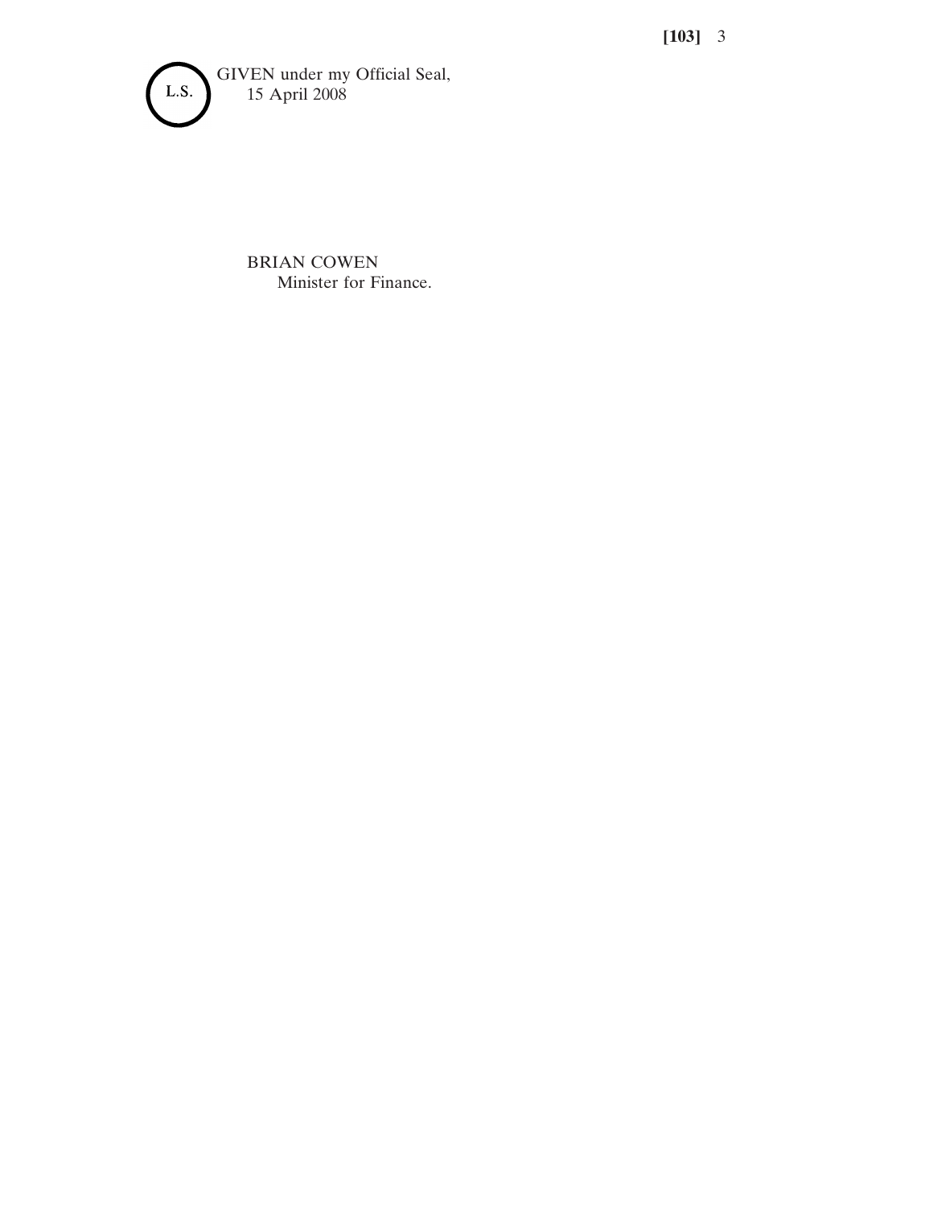L.S.

GIVEN under my Official Seal,
15 April 2008

BRIAN COWEN
Minister for Finance.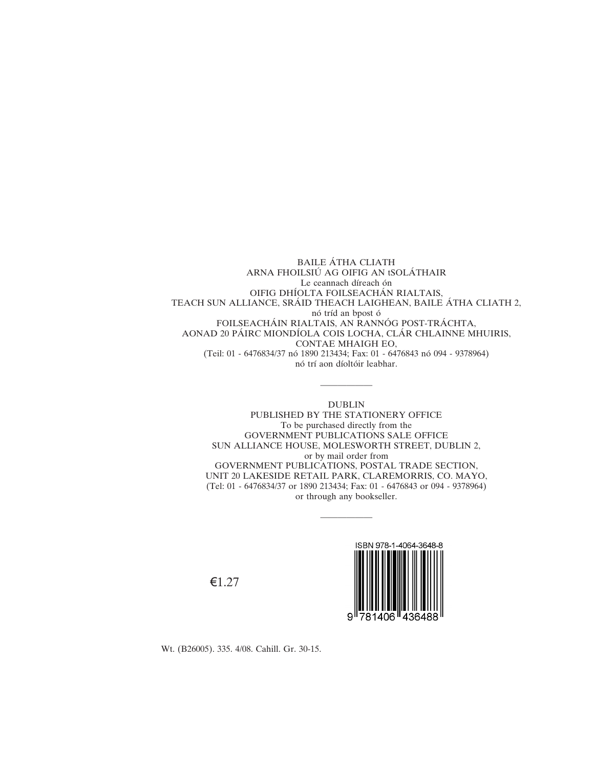BAILE ÁTHA CLIATH
ARNA FHOILSIÚ AG OIFIG AN tSOLÁTHAIR
Le ceannach díreach ón
OIFIG DHÍOLTA FOILSEACHÁN RIALTAIS,
TEACH SUN ALLIANCE, SRÁID THEACH LAIGHEAN, BAILE ÁTHA CLIATH 2,
nó tríd an bpost ó
FOILSEACHÁIN RIALTAIS, AN RANNÓG POST-TRÁCHTA,
AONAD 20 PÁIRC MIONDÍOLA COIS LOCHA, CLÁR CHLAINNE MHUIRIS,
CONTAE MHAIGH EO,
(Teil: 01 - 6476834/37 nó 1890 213434; Fax: 01 - 6476843 nó 094 - 9378964)
nó trí aon díoltóir leabhar.

---

DUBLIN
PUBLISHED BY THE STATIONERY OFFICE
To be purchased directly from the
GOVERNMENT PUBLICATIONS SALE OFFICE
SUN ALLIANCE HOUSE, MOLESWORTH STREET, DUBLIN 2,
or by mail order from
GOVERNMENT PUBLICATIONS, POSTAL TRADE SECTION,
UNIT 20 LAKESIDE RETAIL PARK, CLAREMORRIS, CO. MAYO,
(Tel: 01 - 6476834/37 or 1890 213434; Fax: 01 - 6476843 or 094 - 9378964)
or through any bookseller.

---

€1.27

ISBN 978-1-4064-3648-8

9 781406 436488

Wt. (B26005). 335. 4/08. Cahill. Gr. 30-15.